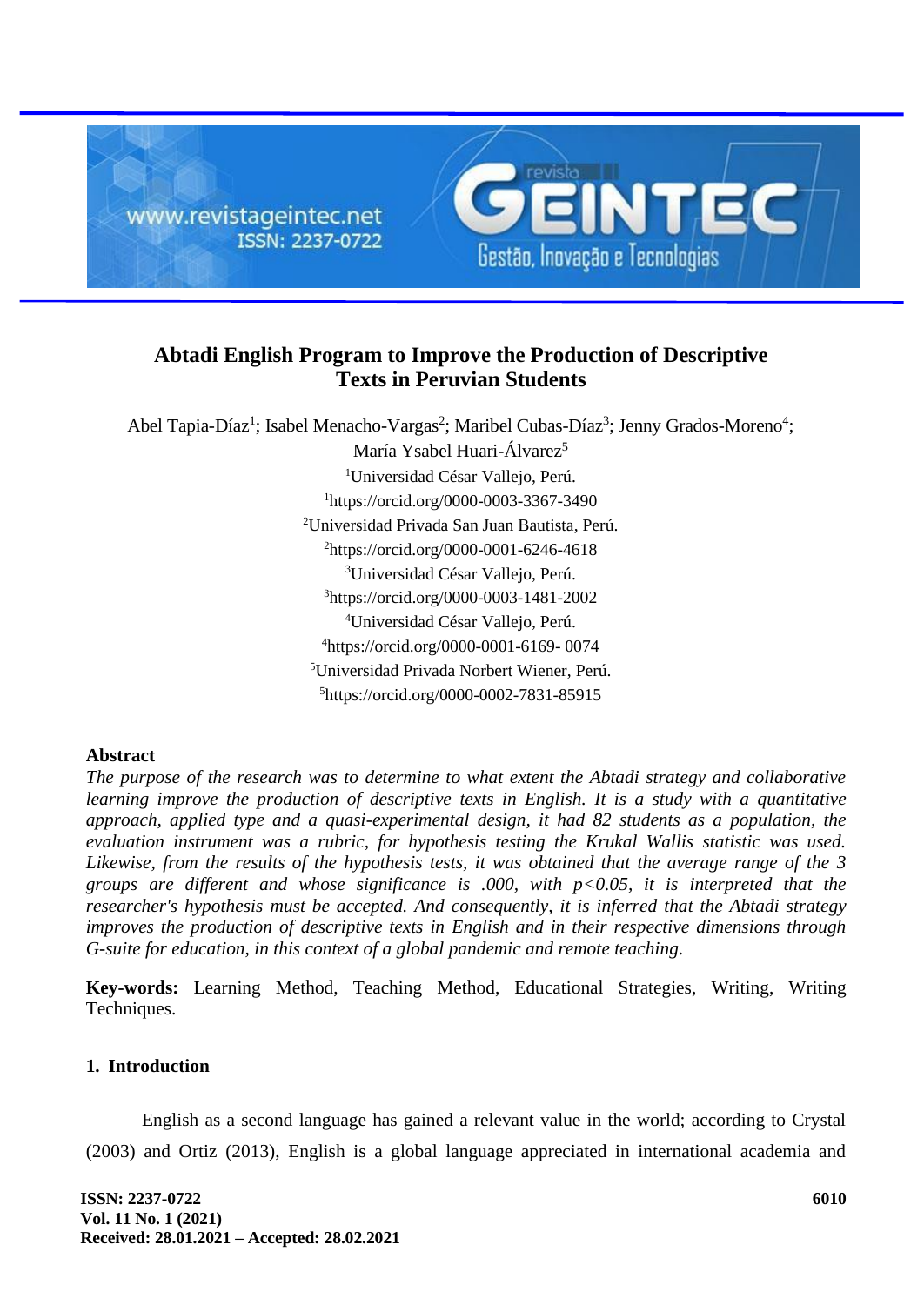# Abtadi English Program to Improve the Production of Descriptive Texts in Peruvian Students

Abel Tapia-Díaz[1]; Isabel Menacho-Vargas[2]; Maribel Cubas-Díaz[3]; Jenny Grados-Moreno[4]; María Ysabel Huari-Álvarez[5]

[1]Universidad César Vallejo, Perú.
[1]https://orcid.org/0000-0003-3367-3490
[2]Universidad Privada San Juan Bautista, Perú.
[2]https://orcid.org/0000-0001-6246-4618
[3]Universidad César Vallejo, Perú.
[3]https://orcid.org/0000-0003-1481-2002
[4]Universidad César Vallejo, Perú.
[4]https://orcid.org/0000-0001-6169- 0074
[5]Universidad Privada Norbert Wiener, Perú.
[5]https://orcid.org/0000-0002-7831-85915

## Abstract

*The purpose of the research was to determine to what extent the Abtadi strategy and collaborative learning improve the production of descriptive texts in English. It is a study with a quantitative approach, applied type and a quasi-experimental design, it had 82 students as a population, the evaluation instrument was a rubric, for hypothesis testing the Krukal Wallis statistic was used. Likewise, from the results of the hypothesis tests, it was obtained that the average range of the 3 groups are different and whose significance is .000, with $p<0.05$, it is interpreted that the researcher's hypothesis must be accepted. And consequently, it is inferred that the Abtadi strategy improves the production of descriptive texts in English and in their respective dimensions through G-suite for education, in this context of a global pandemic and remote teaching.*

**Key-words:** Learning Method, Teaching Method, Educational Strategies, Writing, Writing Techniques.

## 1. Introduction

English as a second language has gained a relevant value in the world; according to Crystal (2003) and Ortiz (2013), English is a global language appreciated in international academia and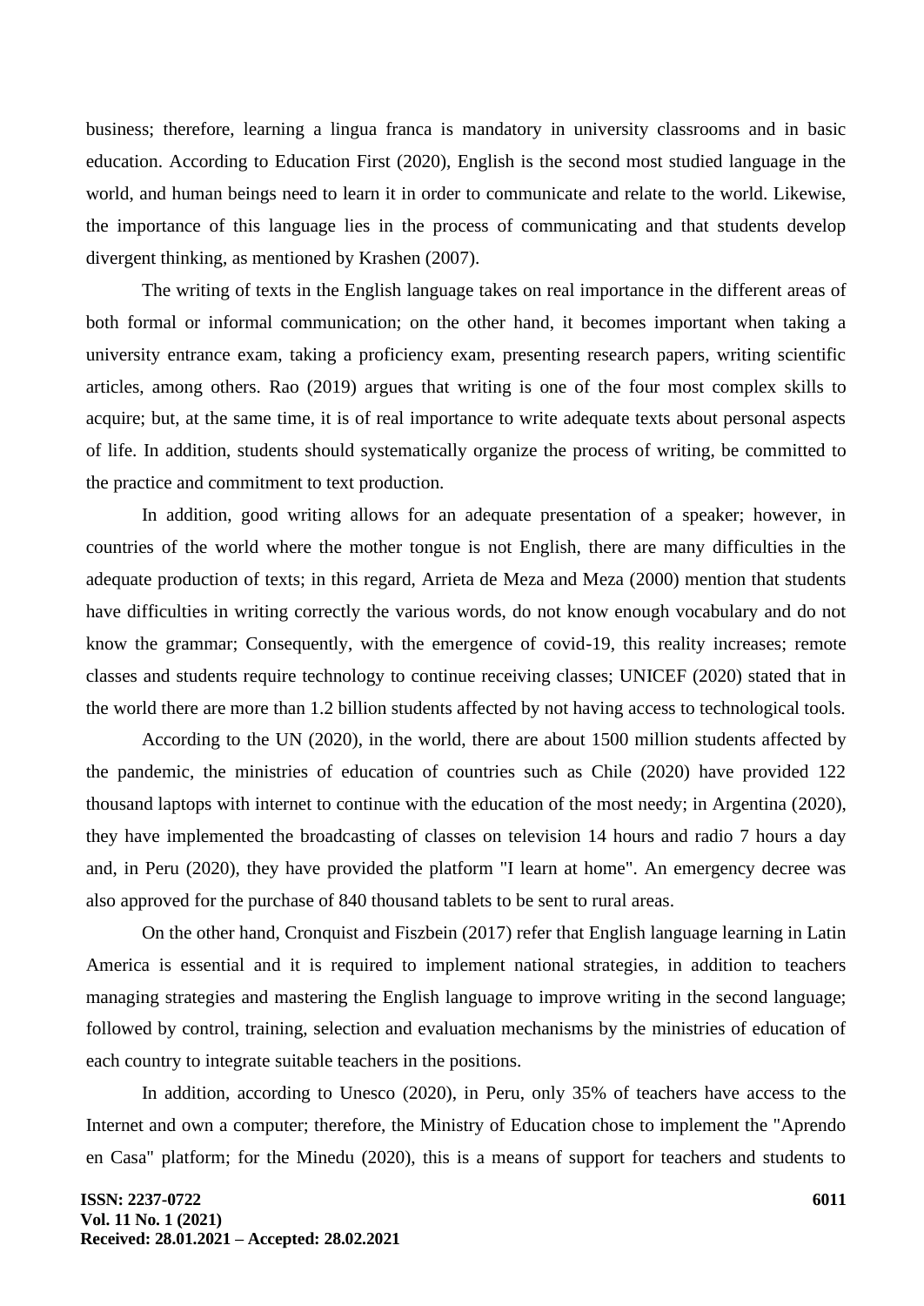business; therefore, learning a lingua franca is mandatory in university classrooms and in basic education. According to Education First (2020), English is the second most studied language in the world, and human beings need to learn it in order to communicate and relate to the world. Likewise, the importance of this language lies in the process of communicating and that students develop divergent thinking, as mentioned by Krashen (2007).

The writing of texts in the English language takes on real importance in the different areas of both formal or informal communication; on the other hand, it becomes important when taking a university entrance exam, taking a proficiency exam, presenting research papers, writing scientific articles, among others. Rao (2019) argues that writing is one of the four most complex skills to acquire; but, at the same time, it is of real importance to write adequate texts about personal aspects of life. In addition, students should systematically organize the process of writing, be committed to the practice and commitment to text production.

In addition, good writing allows for an adequate presentation of a speaker; however, in countries of the world where the mother tongue is not English, there are many difficulties in the adequate production of texts; in this regard, Arrieta de Meza and Meza (2000) mention that students have difficulties in writing correctly the various words, do not know enough vocabulary and do not know the grammar; Consequently, with the emergence of covid-19, this reality increases; remote classes and students require technology to continue receiving classes; UNICEF (2020) stated that in the world there are more than 1.2 billion students affected by not having access to technological tools.

According to the UN (2020), in the world, there are about 1500 million students affected by the pandemic, the ministries of education of countries such as Chile (2020) have provided 122 thousand laptops with internet to continue with the education of the most needy; in Argentina (2020), they have implemented the broadcasting of classes on television 14 hours and radio 7 hours a day and, in Peru (2020), they have provided the platform "I learn at home". An emergency decree was also approved for the purchase of 840 thousand tablets to be sent to rural areas.

On the other hand, Cronquist and Fiszbein (2017) refer that English language learning in Latin America is essential and it is required to implement national strategies, in addition to teachers managing strategies and mastering the English language to improve writing in the second language; followed by control, training, selection and evaluation mechanisms by the ministries of education of each country to integrate suitable teachers in the positions.

In addition, according to Unesco (2020), in Peru, only 35% of teachers have access to the Internet and own a computer; therefore, the Ministry of Education chose to implement the "Aprendo en Casa" platform; for the Minedu (2020), this is a means of support for teachers and students to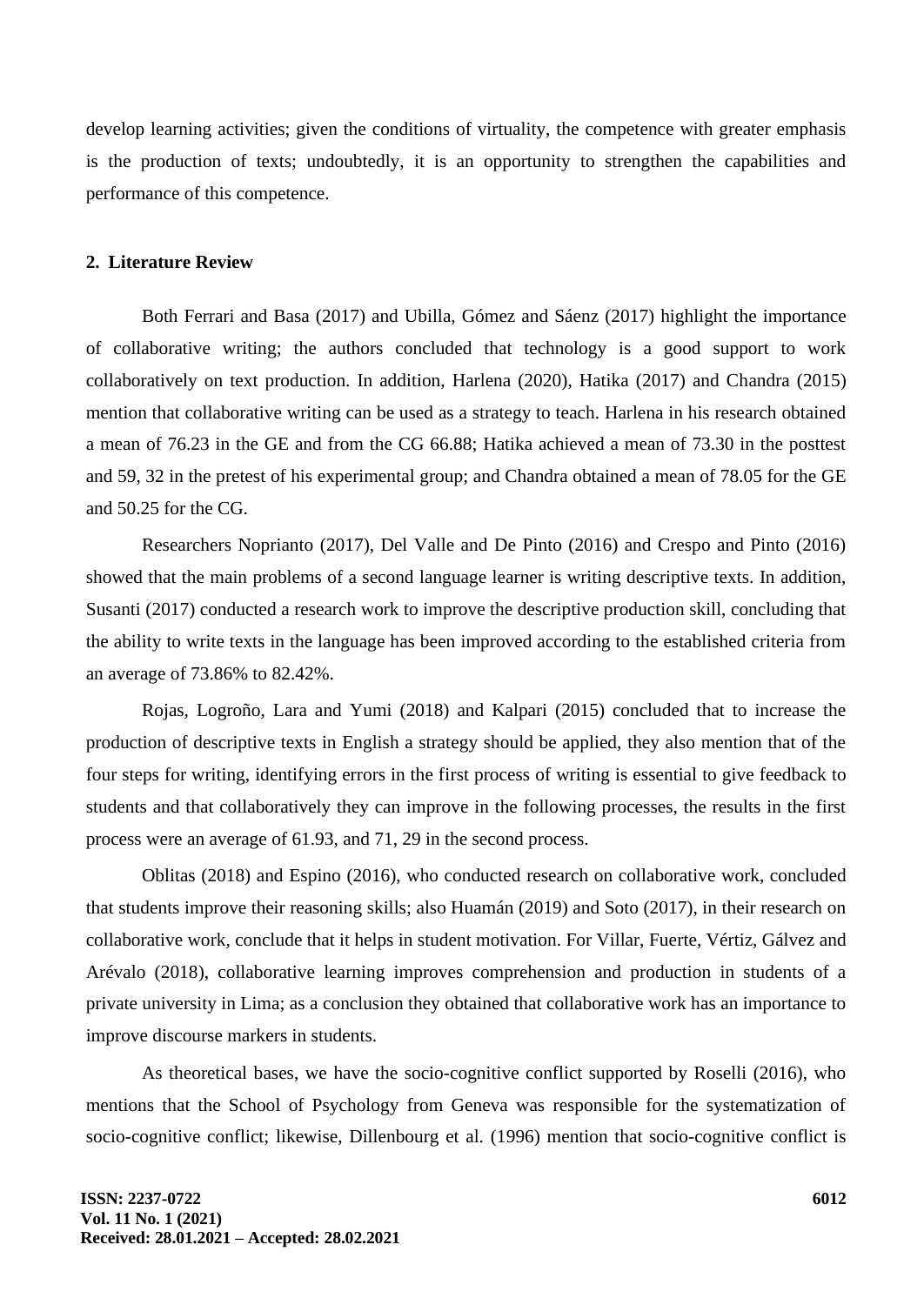develop learning activities; given the conditions of virtuality, the competence with greater emphasis is the production of texts; undoubtedly, it is an opportunity to strengthen the capabilities and performance of this competence.

## 2. Literature Review

Both Ferrari and Basa (2017) and Ubilla, Gómez and Sáenz (2017) highlight the importance of collaborative writing; the authors concluded that technology is a good support to work collaboratively on text production. In addition, Harlena (2020), Hatika (2017) and Chandra (2015) mention that collaborative writing can be used as a strategy to teach. Harlena in his research obtained a mean of 76.23 in the GE and from the CG 66.88; Hatika achieved a mean of 73.30 in the posttest and 59, 32 in the pretest of his experimental group; and Chandra obtained a mean of 78.05 for the GE and 50.25 for the CG.

Researchers Noprianto (2017), Del Valle and De Pinto (2016) and Crespo and Pinto (2016) showed that the main problems of a second language learner is writing descriptive texts. In addition, Susanti (2017) conducted a research work to improve the descriptive production skill, concluding that the ability to write texts in the language has been improved according to the established criteria from an average of 73.86% to 82.42%.

Rojas, Logroño, Lara and Yumi (2018) and Kalpari (2015) concluded that to increase the production of descriptive texts in English a strategy should be applied, they also mention that of the four steps for writing, identifying errors in the first process of writing is essential to give feedback to students and that collaboratively they can improve in the following processes, the results in the first process were an average of 61.93, and 71, 29 in the second process.

Oblitas (2018) and Espino (2016), who conducted research on collaborative work, concluded that students improve their reasoning skills; also Huamán (2019) and Soto (2017), in their research on collaborative work, conclude that it helps in student motivation. For Villar, Fuerte, Vértiz, Gálvez and Arévalo (2018), collaborative learning improves comprehension and production in students of a private university in Lima; as a conclusion they obtained that collaborative work has an importance to improve discourse markers in students.

As theoretical bases, we have the socio-cognitive conflict supported by Roselli (2016), who mentions that the School of Psychology from Geneva was responsible for the systematization of socio-cognitive conflict; likewise, Dillenbourg et al. (1996) mention that socio-cognitive conflict is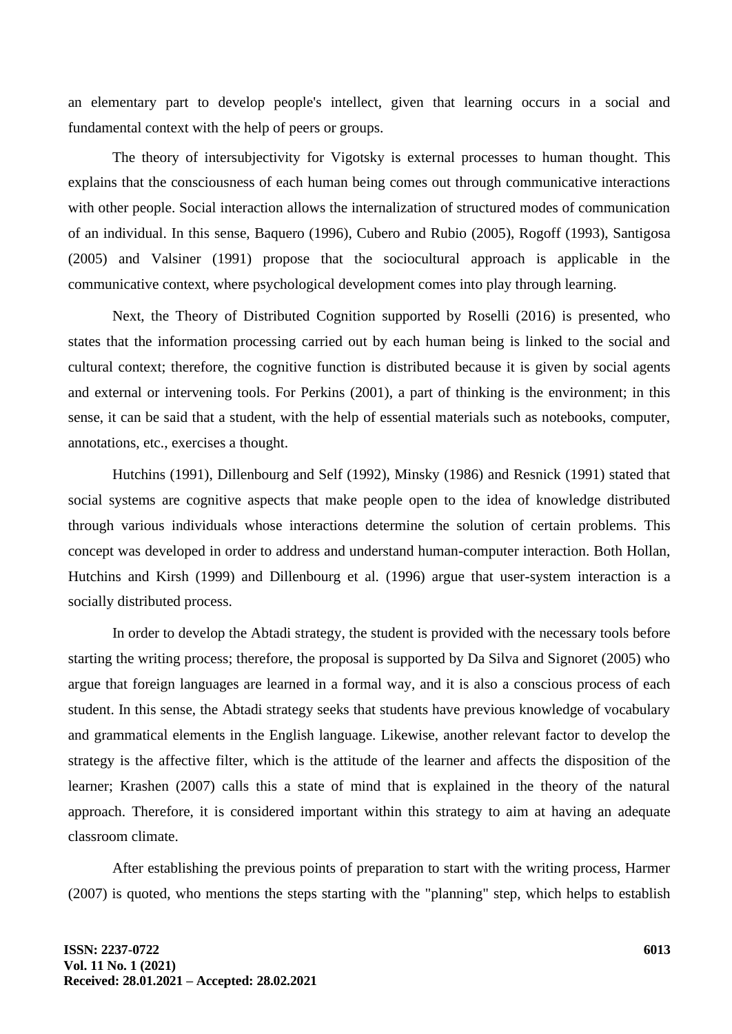an elementary part to develop people's intellect, given that learning occurs in a social and fundamental context with the help of peers or groups.

The theory of intersubjectivity for Vigotsky is external processes to human thought. This explains that the consciousness of each human being comes out through communicative interactions with other people. Social interaction allows the internalization of structured modes of communication of an individual. In this sense, Baquero (1996), Cubero and Rubio (2005), Rogoff (1993), Santigosa (2005) and Valsiner (1991) propose that the sociocultural approach is applicable in the communicative context, where psychological development comes into play through learning.

Next, the Theory of Distributed Cognition supported by Roselli (2016) is presented, who states that the information processing carried out by each human being is linked to the social and cultural context; therefore, the cognitive function is distributed because it is given by social agents and external or intervening tools. For Perkins (2001), a part of thinking is the environment; in this sense, it can be said that a student, with the help of essential materials such as notebooks, computer, annotations, etc., exercises a thought.

Hutchins (1991), Dillenbourg and Self (1992), Minsky (1986) and Resnick (1991) stated that social systems are cognitive aspects that make people open to the idea of knowledge distributed through various individuals whose interactions determine the solution of certain problems. This concept was developed in order to address and understand human-computer interaction. Both Hollan, Hutchins and Kirsh (1999) and Dillenbourg et al. (1996) argue that user-system interaction is a socially distributed process.

In order to develop the Abtadi strategy, the student is provided with the necessary tools before starting the writing process; therefore, the proposal is supported by Da Silva and Signoret (2005) who argue that foreign languages are learned in a formal way, and it is also a conscious process of each student. In this sense, the Abtadi strategy seeks that students have previous knowledge of vocabulary and grammatical elements in the English language. Likewise, another relevant factor to develop the strategy is the affective filter, which is the attitude of the learner and affects the disposition of the learner; Krashen (2007) calls this a state of mind that is explained in the theory of the natural approach. Therefore, it is considered important within this strategy to aim at having an adequate classroom climate.

After establishing the previous points of preparation to start with the writing process, Harmer (2007) is quoted, who mentions the steps starting with the "planning" step, which helps to establish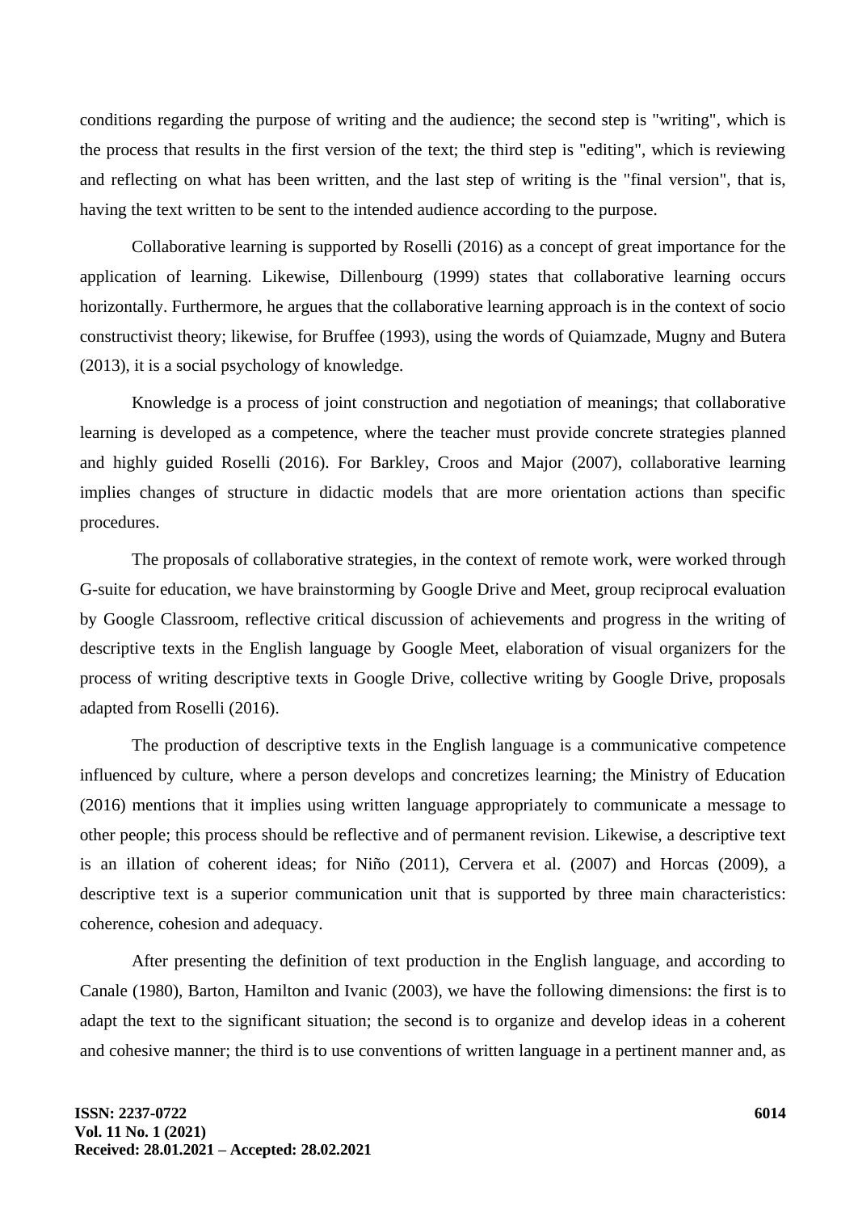conditions regarding the purpose of writing and the audience; the second step is "writing", which is the process that results in the first version of the text; the third step is "editing", which is reviewing and reflecting on what has been written, and the last step of writing is the "final version", that is, having the text written to be sent to the intended audience according to the purpose.

Collaborative learning is supported by Roselli (2016) as a concept of great importance for the application of learning. Likewise, Dillenbourg (1999) states that collaborative learning occurs horizontally. Furthermore, he argues that the collaborative learning approach is in the context of socio constructivist theory; likewise, for Bruffee (1993), using the words of Quiamzade, Mugny and Butera (2013), it is a social psychology of knowledge.

Knowledge is a process of joint construction and negotiation of meanings; that collaborative learning is developed as a competence, where the teacher must provide concrete strategies planned and highly guided Roselli (2016). For Barkley, Croos and Major (2007), collaborative learning implies changes of structure in didactic models that are more orientation actions than specific procedures.

The proposals of collaborative strategies, in the context of remote work, were worked through G-suite for education, we have brainstorming by Google Drive and Meet, group reciprocal evaluation by Google Classroom, reflective critical discussion of achievements and progress in the writing of descriptive texts in the English language by Google Meet, elaboration of visual organizers for the process of writing descriptive texts in Google Drive, collective writing by Google Drive, proposals adapted from Roselli (2016).

The production of descriptive texts in the English language is a communicative competence influenced by culture, where a person develops and concretizes learning; the Ministry of Education (2016) mentions that it implies using written language appropriately to communicate a message to other people; this process should be reflective and of permanent revision. Likewise, a descriptive text is an illation of coherent ideas; for Niño (2011), Cervera et al. (2007) and Horcas (2009), a descriptive text is a superior communication unit that is supported by three main characteristics: coherence, cohesion and adequacy.

After presenting the definition of text production in the English language, and according to Canale (1980), Barton, Hamilton and Ivanic (2003), we have the following dimensions: the first is to adapt the text to the significant situation; the second is to organize and develop ideas in a coherent and cohesive manner; the third is to use conventions of written language in a pertinent manner and, as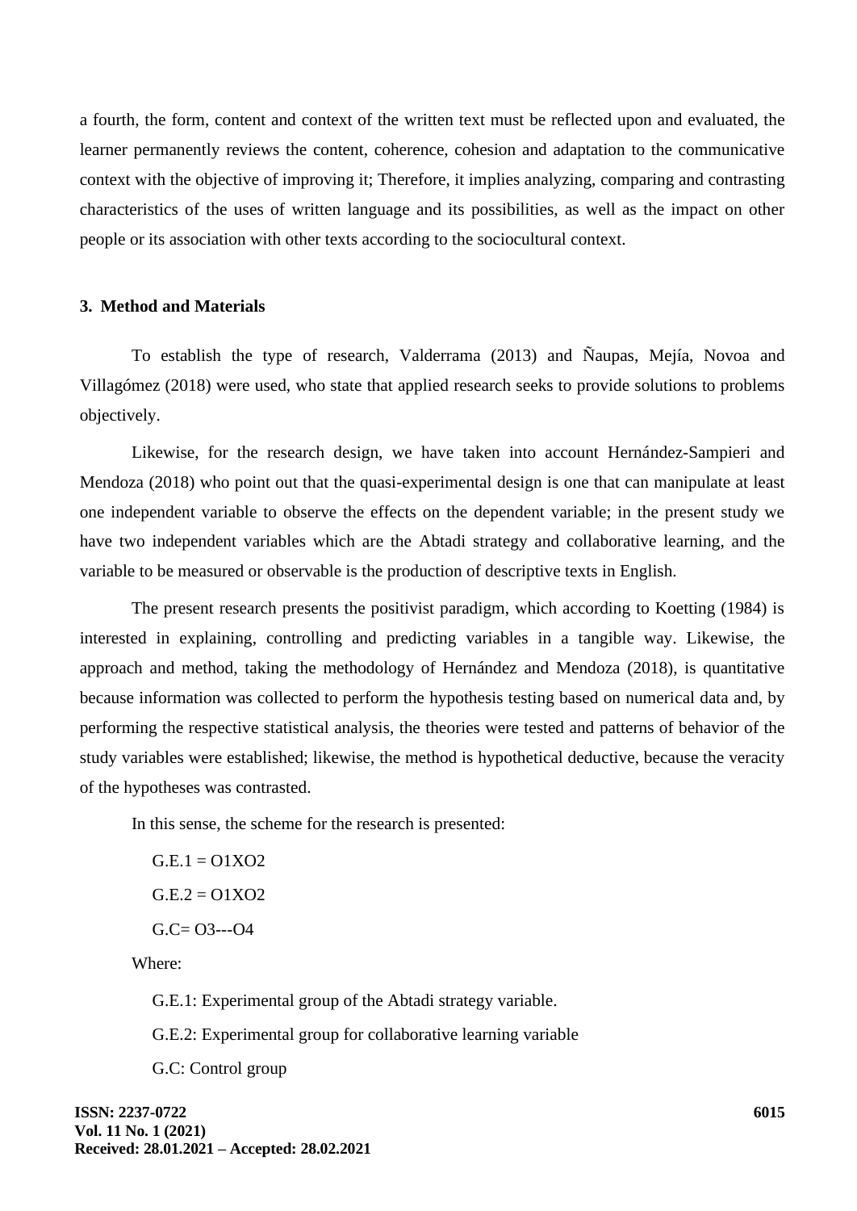a fourth, the form, content and context of the written text must be reflected upon and evaluated, the learner permanently reviews the content, coherence, cohesion and adaptation to the communicative context with the objective of improving it; Therefore, it implies analyzing, comparing and contrasting characteristics of the uses of written language and its possibilities, as well as the impact on other people or its association with other texts according to the sociocultural context.

## 3. Method and Materials

To establish the type of research, Valderrama (2013) and Ñaupas, Mejía, Novoa and Villagómez (2018) were used, who state that applied research seeks to provide solutions to problems objectively.

Likewise, for the research design, we have taken into account Hernández-Sampieri and Mendoza (2018) who point out that the quasi-experimental design is one that can manipulate at least one independent variable to observe the effects on the dependent variable; in the present study we have two independent variables which are the Abtadi strategy and collaborative learning, and the variable to be measured or observable is the production of descriptive texts in English.

The present research presents the positivist paradigm, which according to Koetting (1984) is interested in explaining, controlling and predicting variables in a tangible way. Likewise, the approach and method, taking the methodology of Hernández and Mendoza (2018), is quantitative because information was collected to perform the hypothesis testing based on numerical data and, by performing the respective statistical analysis, the theories were tested and patterns of behavior of the study variables were established; likewise, the method is hypothetical deductive, because the veracity of the hypotheses was contrasted.

In this sense, the scheme for the research is presented:

G.E.1 = O1XO2

G.E.2 = O1XO2

G.C= O3---O4

Where:

G.E.1: Experimental group of the Abtadi strategy variable.

G.E.2: Experimental group for collaborative learning variable

G.C: Control group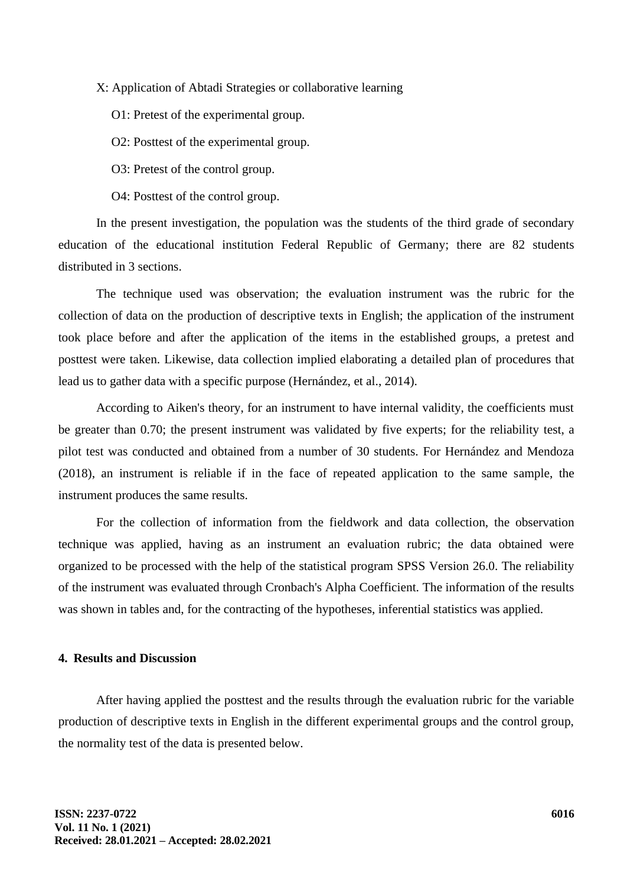X: Application of Abtadi Strategies or collaborative learning

O1: Pretest of the experimental group.

O2: Posttest of the experimental group.

O3: Pretest of the control group.

O4: Posttest of the control group.

In the present investigation, the population was the students of the third grade of secondary education of the educational institution Federal Republic of Germany; there are 82 students distributed in 3 sections.

The technique used was observation; the evaluation instrument was the rubric for the collection of data on the production of descriptive texts in English; the application of the instrument took place before and after the application of the items in the established groups, a pretest and posttest were taken. Likewise, data collection implied elaborating a detailed plan of procedures that lead us to gather data with a specific purpose (Hernández, et al., 2014).

According to Aiken's theory, for an instrument to have internal validity, the coefficients must be greater than 0.70; the present instrument was validated by five experts; for the reliability test, a pilot test was conducted and obtained from a number of 30 students. For Hernández and Mendoza (2018), an instrument is reliable if in the face of repeated application to the same sample, the instrument produces the same results.

For the collection of information from the fieldwork and data collection, the observation technique was applied, having as an instrument an evaluation rubric; the data obtained were organized to be processed with the help of the statistical program SPSS Version 26.0. The reliability of the instrument was evaluated through Cronbach's Alpha Coefficient. The information of the results was shown in tables and, for the contracting of the hypotheses, inferential statistics was applied.

## 4. Results and Discussion

After having applied the posttest and the results through the evaluation rubric for the variable production of descriptive texts in English in the different experimental groups and the control group, the normality test of the data is presented below.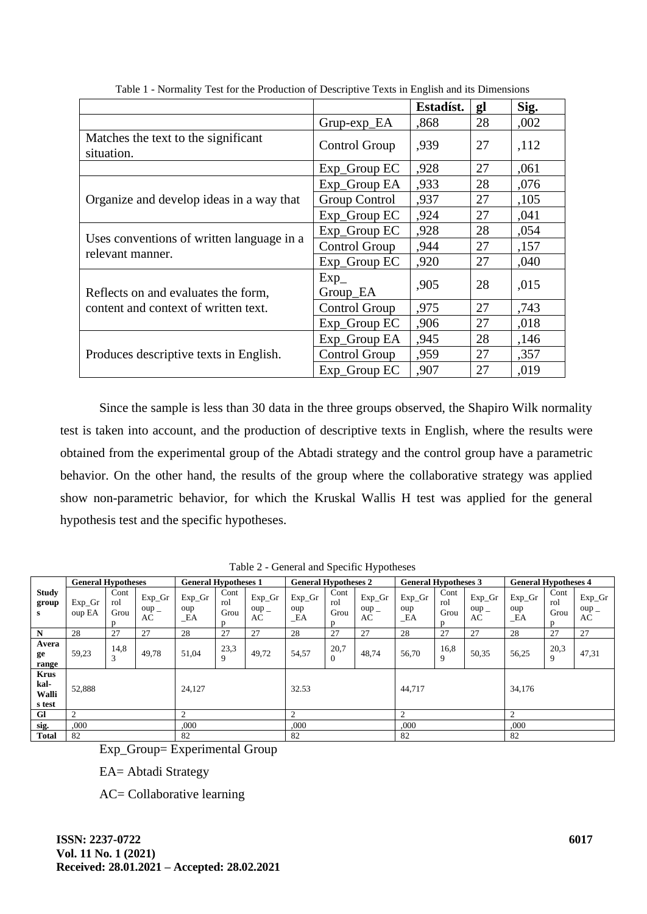Table 1 - Normality Test for the Production of Descriptive Texts in English and its Dimensions

| | | Estadíst. | gl | Sig. |
|---|---|---|---|---|
| | Grup-exp_EA | ,868 | 28 | ,002 |
| Matches the text to the significant situation. | Control Group | ,939 | 27 | ,112 |
| | Exp_Group EC | ,928 | 27 | ,061 |
| Organize and develop ideas in a way that | Exp_Group EA | ,933 | 28 | ,076 |
| | Group Control | ,937 | 27 | ,105 |
| | Exp_Group EC | ,924 | 27 | ,041 |
| Uses conventions of written language in a relevant manner. | Exp_Group EC | ,928 | 28 | ,054 |
| | Control Group | ,944 | 27 | ,157 |
| | Exp_Group EC | ,920 | 27 | ,040 |
| Reflects on and evaluates the form, content and context of written text. | Exp_ Group_EA | ,905 | 28 | ,015 |
| | Control Group | ,975 | 27 | ,743 |
| | Exp_Group EC | ,906 | 27 | ,018 |
| Produces descriptive texts in English. | Exp_Group EA | ,945 | 28 | ,146 |
| | Control Group | ,959 | 27 | ,357 |
| | Exp_Group EC | ,907 | 27 | ,019 |

Since the sample is less than 30 data in the three groups observed, the Shapiro Wilk normality test is taken into account, and the production of descriptive texts in English, where the results were obtained from the experimental group of the Abtadi strategy and the control group have a parametric behavior. On the other hand, the results of the group where the collaborative strategy was applied show non-parametric behavior, for which the Kruskal Wallis H test was applied for the general hypothesis test and the specific hypotheses.

Table 2 - General and Specific Hypotheses

| | General Hypotheses | | | General Hypotheses 1 | | | General Hypotheses 2 | | | General Hypotheses 3 | | | General Hypotheses 4 | | |
|---|---|---|---|---|---|---|---|---|---|---|---|---|---|---|---|
| Study groups | Exp_Group EA | Control Group | Exp_Group _ AC | Exp_Group _EA | Control Group | Exp_Group _ AC | Exp_Group _EA | Control Group | Exp_Group _ AC | Exp_Group _EA | Control Group | Exp_Group _ AC | Exp_Group _EA | Control Group | Exp_Group _ AC |
| N | 28 | 27 | 27 | 28 | 27 | 27 | 28 | 27 | 27 | 28 | 27 | 27 | 28 | 27 | 27 |
| Average range | 59,23 | 14,83 | 49,78 | 51,04 | 23,39 | 49,72 | 54,57 | 20,70 | 48,74 | 56,70 | 16,89 | 50,35 | 56,25 | 20,39 | 47,31 |
| Kruskal-Wallis test | 52,888 | | | 24,127 | | | 32.53 | | | 44,717 | | | 34,176 | | |
| Gl | 2 | | | 2 | | | 2 | | | 2 | | | 2 | | |
| sig. | ,000 | | | ,000 | | | ,000 | | | ,000 | | | ,000 | | |
| Total | 82 | | | 82 | | | 82 | | | 82 | | | 82 | | |

Exp_Group= Experimental Group

EA= Abtadi Strategy

AC= Collaborative learning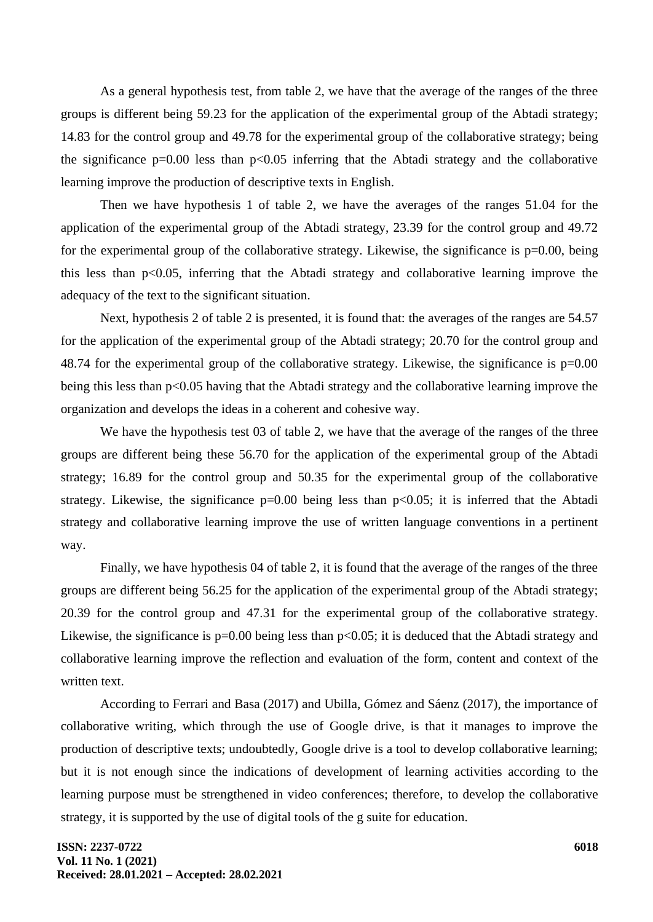As a general hypothesis test, from table 2, we have that the average of the ranges of the three groups is different being 59.23 for the application of the experimental group of the Abtadi strategy; 14.83 for the control group and 49.78 for the experimental group of the collaborative strategy; being the significance $p=0.00$ less than $p<0.05$ inferring that the Abtadi strategy and the collaborative learning improve the production of descriptive texts in English.

Then we have hypothesis 1 of table 2, we have the averages of the ranges 51.04 for the application of the experimental group of the Abtadi strategy, 23.39 for the control group and 49.72 for the experimental group of the collaborative strategy. Likewise, the significance is $p=0.00$, being this less than $p<0.05$, inferring that the Abtadi strategy and collaborative learning improve the adequacy of the text to the significant situation.

Next, hypothesis 2 of table 2 is presented, it is found that: the averages of the ranges are 54.57 for the application of the experimental group of the Abtadi strategy; 20.70 for the control group and 48.74 for the experimental group of the collaborative strategy. Likewise, the significance is $p=0.00$ being this less than $p<0.05$ having that the Abtadi strategy and the collaborative learning improve the organization and develops the ideas in a coherent and cohesive way.

We have the hypothesis test 03 of table 2, we have that the average of the ranges of the three groups are different being these 56.70 for the application of the experimental group of the Abtadi strategy; 16.89 for the control group and 50.35 for the experimental group of the collaborative strategy. Likewise, the significance $p=0.00$ being less than $p<0.05$; it is inferred that the Abtadi strategy and collaborative learning improve the use of written language conventions in a pertinent way.

Finally, we have hypothesis 04 of table 2, it is found that the average of the ranges of the three groups are different being 56.25 for the application of the experimental group of the Abtadi strategy; 20.39 for the control group and 47.31 for the experimental group of the collaborative strategy. Likewise, the significance is $p=0.00$ being less than $p<0.05$; it is deduced that the Abtadi strategy and collaborative learning improve the reflection and evaluation of the form, content and context of the written text.

According to Ferrari and Basa (2017) and Ubilla, Gómez and Sáenz (2017), the importance of collaborative writing, which through the use of Google drive, is that it manages to improve the production of descriptive texts; undoubtedly, Google drive is a tool to develop collaborative learning; but it is not enough since the indications of development of learning activities according to the learning purpose must be strengthened in video conferences; therefore, to develop the collaborative strategy, it is supported by the use of digital tools of the g suite for education.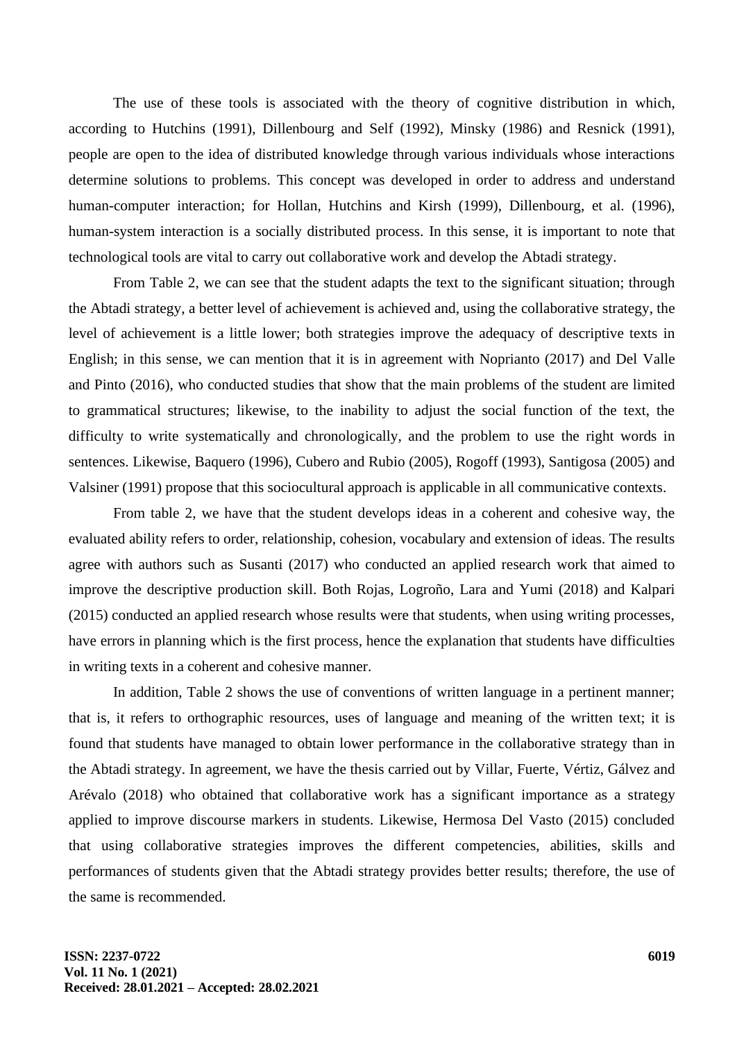The use of these tools is associated with the theory of cognitive distribution in which, according to Hutchins (1991), Dillenbourg and Self (1992), Minsky (1986) and Resnick (1991), people are open to the idea of distributed knowledge through various individuals whose interactions determine solutions to problems. This concept was developed in order to address and understand human-computer interaction; for Hollan, Hutchins and Kirsh (1999), Dillenbourg, et al. (1996), human-system interaction is a socially distributed process. In this sense, it is important to note that technological tools are vital to carry out collaborative work and develop the Abtadi strategy.

From Table 2, we can see that the student adapts the text to the significant situation; through the Abtadi strategy, a better level of achievement is achieved and, using the collaborative strategy, the level of achievement is a little lower; both strategies improve the adequacy of descriptive texts in English; in this sense, we can mention that it is in agreement with Noprianto (2017) and Del Valle and Pinto (2016), who conducted studies that show that the main problems of the student are limited to grammatical structures; likewise, to the inability to adjust the social function of the text, the difficulty to write systematically and chronologically, and the problem to use the right words in sentences. Likewise, Baquero (1996), Cubero and Rubio (2005), Rogoff (1993), Santigosa (2005) and Valsiner (1991) propose that this sociocultural approach is applicable in all communicative contexts.

From table 2, we have that the student develops ideas in a coherent and cohesive way, the evaluated ability refers to order, relationship, cohesion, vocabulary and extension of ideas. The results agree with authors such as Susanti (2017) who conducted an applied research work that aimed to improve the descriptive production skill. Both Rojas, Logroño, Lara and Yumi (2018) and Kalpari (2015) conducted an applied research whose results were that students, when using writing processes, have errors in planning which is the first process, hence the explanation that students have difficulties in writing texts in a coherent and cohesive manner.

In addition, Table 2 shows the use of conventions of written language in a pertinent manner; that is, it refers to orthographic resources, uses of language and meaning of the written text; it is found that students have managed to obtain lower performance in the collaborative strategy than in the Abtadi strategy. In agreement, we have the thesis carried out by Villar, Fuerte, Vértiz, Gálvez and Arévalo (2018) who obtained that collaborative work has a significant importance as a strategy applied to improve discourse markers in students. Likewise, Hermosa Del Vasto (2015) concluded that using collaborative strategies improves the different competencies, abilities, skills and performances of students given that the Abtadi strategy provides better results; therefore, the use of the same is recommended.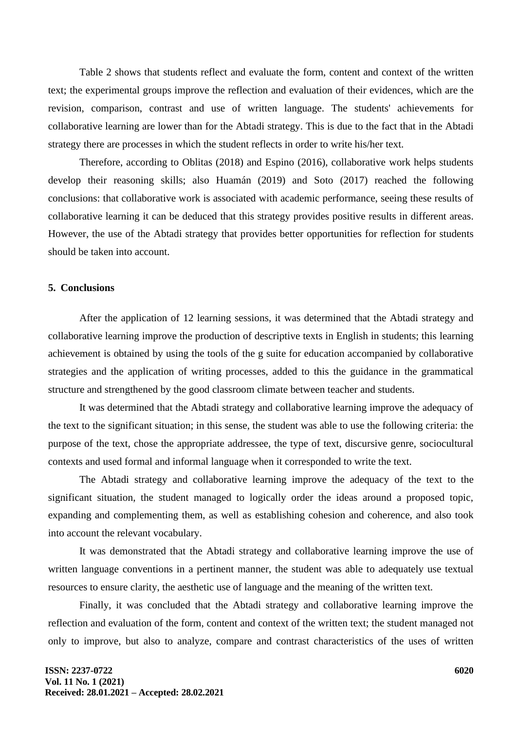Table 2 shows that students reflect and evaluate the form, content and context of the written text; the experimental groups improve the reflection and evaluation of their evidences, which are the revision, comparison, contrast and use of written language. The students' achievements for collaborative learning are lower than for the Abtadi strategy. This is due to the fact that in the Abtadi strategy there are processes in which the student reflects in order to write his/her text.

Therefore, according to Oblitas (2018) and Espino (2016), collaborative work helps students develop their reasoning skills; also Huamán (2019) and Soto (2017) reached the following conclusions: that collaborative work is associated with academic performance, seeing these results of collaborative learning it can be deduced that this strategy provides positive results in different areas. However, the use of the Abtadi strategy that provides better opportunities for reflection for students should be taken into account.

## 5. Conclusions

After the application of 12 learning sessions, it was determined that the Abtadi strategy and collaborative learning improve the production of descriptive texts in English in students; this learning achievement is obtained by using the tools of the g suite for education accompanied by collaborative strategies and the application of writing processes, added to this the guidance in the grammatical structure and strengthened by the good classroom climate between teacher and students.

It was determined that the Abtadi strategy and collaborative learning improve the adequacy of the text to the significant situation; in this sense, the student was able to use the following criteria: the purpose of the text, chose the appropriate addressee, the type of text, discursive genre, sociocultural contexts and used formal and informal language when it corresponded to write the text.

The Abtadi strategy and collaborative learning improve the adequacy of the text to the significant situation, the student managed to logically order the ideas around a proposed topic, expanding and complementing them, as well as establishing cohesion and coherence, and also took into account the relevant vocabulary.

It was demonstrated that the Abtadi strategy and collaborative learning improve the use of written language conventions in a pertinent manner, the student was able to adequately use textual resources to ensure clarity, the aesthetic use of language and the meaning of the written text.

Finally, it was concluded that the Abtadi strategy and collaborative learning improve the reflection and evaluation of the form, content and context of the written text; the student managed not only to improve, but also to analyze, compare and contrast characteristics of the uses of written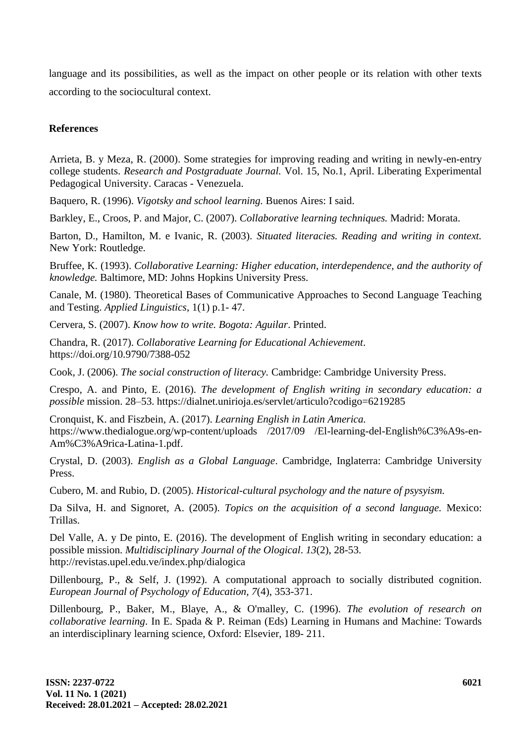language and its possibilities, as well as the impact on other people or its relation with other texts according to the sociocultural context.

## References

Arrieta, B. y Meza, R. (2000). Some strategies for improving reading and writing in newly-en-entry college students. *Research and Postgraduate Journal.* Vol. 15, No.1, April. Liberating Experimental Pedagogical University. Caracas - Venezuela.

Baquero, R. (1996). *Vigotsky and school learning.* Buenos Aires: I said.

Barkley, E., Croos, P. and Major, C. (2007). *Collaborative learning techniques.* Madrid: Morata.

Barton, D., Hamilton, M. e Ivanic, R. (2003). *Situated literacies. Reading and writing in context.* New York: Routledge.

Bruffee, K. (1993). *Collaborative Learning: Higher education, interdependence, and the authority of knowledge.* Baltimore, MD: Johns Hopkins University Press.

Canale, M. (1980). Theoretical Bases of Communicative Approaches to Second Language Teaching and Testing. *Applied Linguistics*, 1(1) p.1- 47.

Cervera, S. (2007). *Know how to write. Bogota: Aguilar*. Printed.

Chandra, R. (2017). *Collaborative Learning for Educational Achievement*. https://doi.org/10.9790/7388-052

Cook, J. (2006). *The social construction of literacy.* Cambridge: Cambridge University Press.

Crespo, A. and Pinto, E. (2016). *The development of English writing in secondary education: a possible* mission. 28–53. https://dialnet.unirioja.es/servlet/articulo?codigo=6219285

Cronquist, K. and Fiszbein, A. (2017). *Learning English in Latin America.* https://www.thedialogue.org/wp-content/uploads /2017/09 /El-learning-del-English%C3%A9s-en-Am%C3%A9rica-Latina-1.pdf.

Crystal, D. (2003). *English as a Global Language*. Cambridge, Inglaterra: Cambridge University Press.

Cubero, M. and Rubio, D. (2005). *Historical-cultural psychology and the nature of psysyism.*

Da Silva, H. and Signoret, A. (2005). *Topics on the acquisition of a second language.* Mexico: Trillas.

Del Valle, A. y De pinto, E. (2016). The development of English writing in secondary education: a possible mission. *Multidisciplinary Journal of the Ological*. *13*(2), 28-53. http://revistas.upel.edu.ve/index.php/dialogica

Dillenbourg, P., & Self, J. (1992). A computational approach to socially distributed cognition. *European Journal of Psychology of Education, 7*(4), 353-371.

Dillenbourg, P., Baker, M., Blaye, A., & O'malley, C. (1996). *The evolution of research on collaborative learning*. In E. Spada & P. Reiman (Eds) Learning in Humans and Machine: Towards an interdisciplinary learning science, Oxford: Elsevier, 189- 211.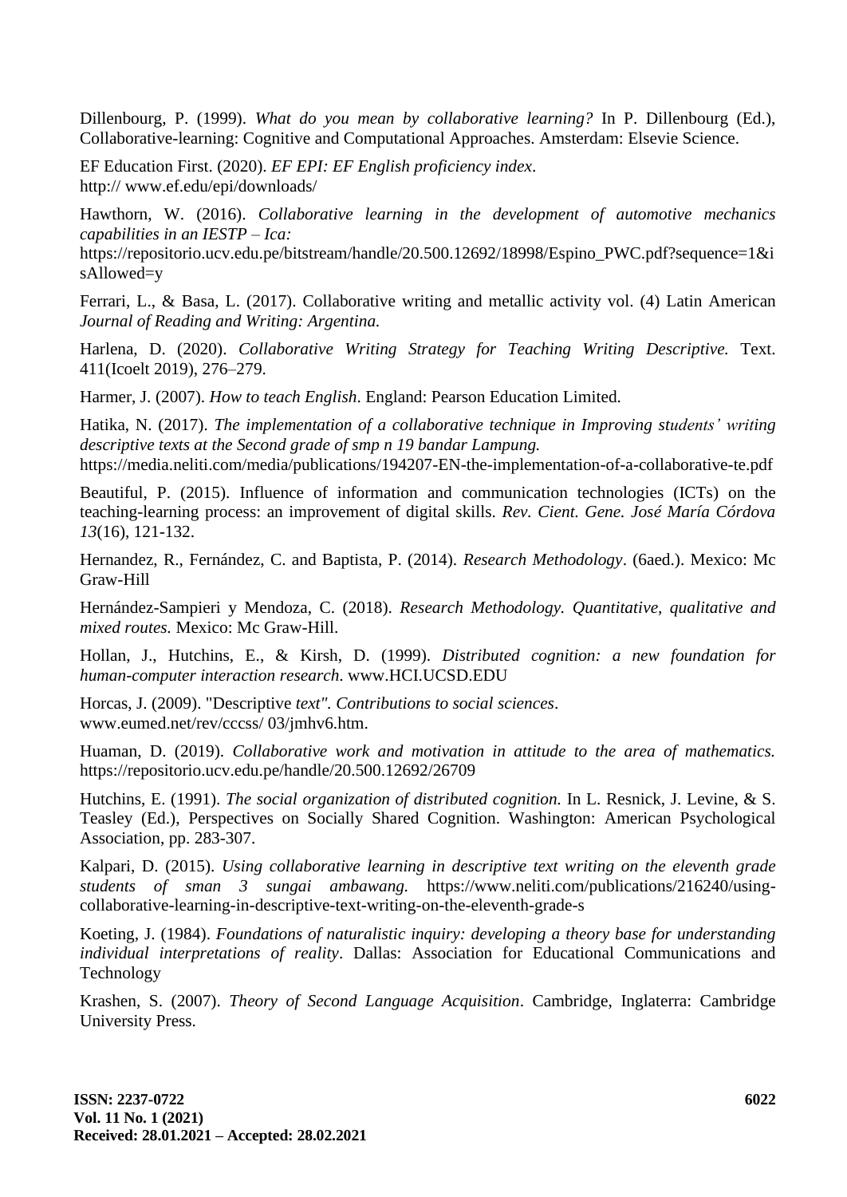Dillenbourg, P. (1999). *What do you mean by collaborative learning?* In P. Dillenbourg (Ed.), Collaborative-learning: Cognitive and Computational Approaches. Amsterdam: Elsevie Science.

EF Education First. (2020). *EF EPI: EF English proficiency index*. http:// www.ef.edu/epi/downloads/

Hawthorn, W. (2016). *Collaborative learning in the development of automotive mechanics capabilities in an IESTP – Ica:* https://repositorio.ucv.edu.pe/bitstream/handle/20.500.12692/18998/Espino_PWC.pdf?sequence=1&isAllowed=y

Ferrari, L., & Basa, L. (2017). Collaborative writing and metallic activity vol. (4) Latin American *Journal of Reading and Writing: Argentina.*

Harlena, D. (2020). *Collaborative Writing Strategy for Teaching Writing Descriptive.* Text. 411(Icoelt 2019), 276–279.

Harmer, J. (2007). *How to teach English*. England: Pearson Education Limited.

Hatika, N. (2017). *The implementation of a collaborative technique in Improving students' writing descriptive texts at the Second grade of smp n 19 bandar Lampung.* https://media.neliti.com/media/publications/194207-EN-the-implementation-of-a-collaborative-te.pdf

Beautiful, P. (2015). Influence of information and communication technologies (ICTs) on the teaching-learning process: an improvement of digital skills. *Rev. Cient. Gene. José María Córdova 13*(16), 121-132.

Hernandez, R., Fernández, C. and Baptista, P. (2014). *Research Methodology*. (6aed.). Mexico: Mc Graw-Hill

Hernández-Sampieri y Mendoza, C. (2018). *Research Methodology. Quantitative, qualitative and mixed routes.* Mexico: Mc Graw-Hill.

Hollan, J., Hutchins, E., & Kirsh, D. (1999). *Distributed cognition: a new foundation for human-computer interaction research*. www.HCI.UCSD.EDU

Horcas, J. (2009). "Descriptive *text". Contributions to social sciences*. www.eumed.net/rev/cccss/ 03/jmhv6.htm.

Huaman, D. (2019). *Collaborative work and motivation in attitude to the area of mathematics.* https://repositorio.ucv.edu.pe/handle/20.500.12692/26709

Hutchins, E. (1991). *The social organization of distributed cognition.* In L. Resnick, J. Levine, & S. Teasley (Ed.), Perspectives on Socially Shared Cognition. Washington: American Psychological Association, pp. 283-307.

Kalpari, D. (2015). *Using collaborative learning in descriptive text writing on the eleventh grade students of sman 3 sungai ambawang.* https://www.neliti.com/publications/216240/using-collaborative-learning-in-descriptive-text-writing-on-the-eleventh-grade-s

Koeting, J. (1984). *Foundations of naturalistic inquiry: developing a theory base for understanding individual interpretations of reality*. Dallas: Association for Educational Communications and Technology

Krashen, S. (2007). *Theory of Second Language Acquisition*. Cambridge, Inglaterra: Cambridge University Press.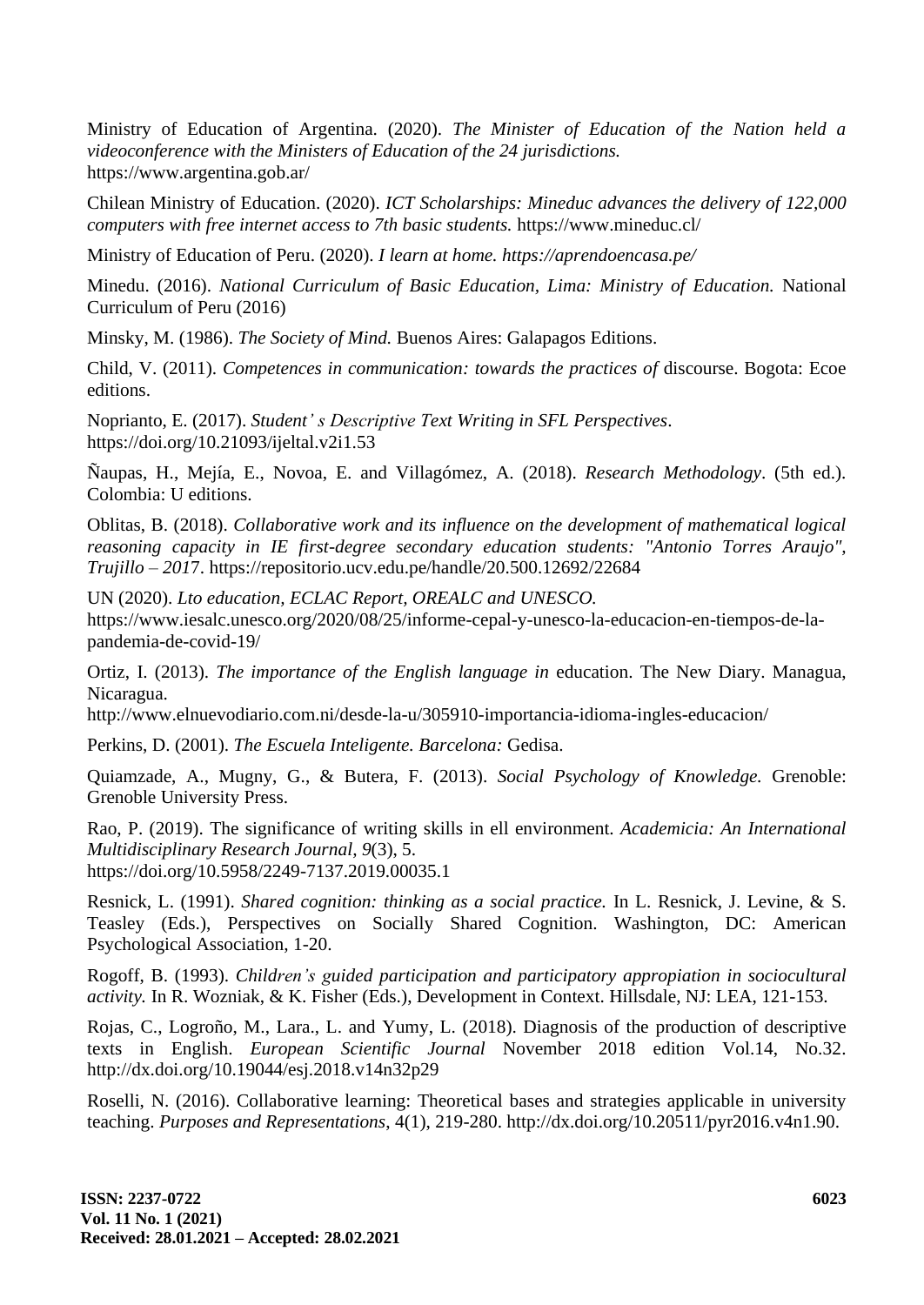Ministry of Education of Argentina. (2020). *The Minister of Education of the Nation held a videoconference with the Ministers of Education of the 24 jurisdictions.* https://www.argentina.gob.ar/

Chilean Ministry of Education. (2020). *ICT Scholarships: Mineduc advances the delivery of 122,000 computers with free internet access to 7th basic students.* https://www.mineduc.cl/

Ministry of Education of Peru. (2020). *I learn at home. https://aprendoencasa.pe/*

Minedu. (2016). *National Curriculum of Basic Education, Lima: Ministry of Education.* National Curriculum of Peru (2016)

Minsky, M. (1986). *The Society of Mind.* Buenos Aires: Galapagos Editions.

Child, V. (2011). *Competences in communication: towards the practices of* discourse. Bogota: Ecoe editions.

Noprianto, E. (2017). *Student' s Descriptive Text Writing in SFL Perspectives*. https://doi.org/10.21093/ijeltal.v2i1.53

Ñaupas, H., Mejía, E., Novoa, E. and Villagómez, A. (2018). *Research Methodology*. (5th ed.). Colombia: U editions.

Oblitas, B. (2018). *Collaborative work and its influence on the development of mathematical logical reasoning capacity in IE first-degree secondary education students: "Antonio Torres Araujo", Trujillo – 201*7. https://repositorio.ucv.edu.pe/handle/20.500.12692/22684

UN (2020). *Lto education, ECLAC Report, OREALC and UNESCO.* https://www.iesalc.unesco.org/2020/08/25/informe-cepal-y-unesco-la-educacion-en-tiempos-de-la-pandemia-de-covid-19/

Ortiz, I. (2013). *The importance of the English language in* education. The New Diary. Managua, Nicaragua. http://www.elnuevodiario.com.ni/desde-la-u/305910-importancia-idioma-ingles-educacion/

Perkins, D. (2001). *The Escuela Inteligente. Barcelona:* Gedisa.

Quiamzade, A., Mugny, G., & Butera, F. (2013). *Social Psychology of Knowledge.* Grenoble: Grenoble University Press.

Rao, P. (2019). The significance of writing skills in ell environment. *Academicia: An International Multidisciplinary Research Journal, 9*(3), 5. https://doi.org/10.5958/2249-7137.2019.00035.1

Resnick, L. (1991). *Shared cognition: thinking as a social practice.* In L. Resnick, J. Levine, & S. Teasley (Eds.), Perspectives on Socially Shared Cognition. Washington, DC: American Psychological Association, 1-20.

Rogoff, B. (1993). *Children's guided participation and participatory appropiation in sociocultural activity.* In R. Wozniak, & K. Fisher (Eds.), Development in Context. Hillsdale, NJ: LEA, 121-153.

Rojas, C., Logroño, M., Lara., L. and Yumy, L. (2018). Diagnosis of the production of descriptive texts in English. *European Scientific Journal* November 2018 edition Vol.14, No.32. http://dx.doi.org/10.19044/esj.2018.v14n32p29

Roselli, N. (2016). Collaborative learning: Theoretical bases and strategies applicable in university teaching. *Purposes and Representations*, 4(1), 219-280. http://dx.doi.org/10.20511/pyr2016.v4n1.90.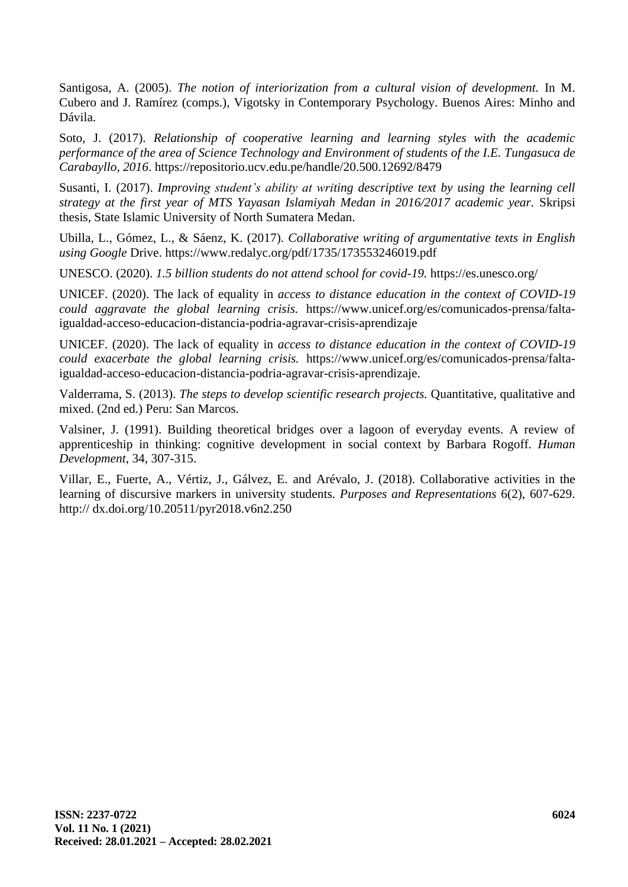Santigosa, A. (2005). *The notion of interiorization from a cultural vision of development.* In M. Cubero and J. Ramírez (comps.), Vigotsky in Contemporary Psychology. Buenos Aires: Minho and Dávila.

Soto, J. (2017). *Relationship of cooperative learning and learning styles with the academic performance of the area of Science Technology and Environment of students of the I.E. Tungasuca de Carabayllo, 2016*. https://repositorio.ucv.edu.pe/handle/20.500.12692/8479

Susanti, I. (2017). *Improving student's ability at writing descriptive text by using the learning cell strategy at the first year of MTS Yayasan Islamiyah Medan in 2016/2017 academic year*. Skripsi thesis, State Islamic University of North Sumatera Medan.

Ubilla, L., Gómez, L., & Sáenz, K. (2017). *Collaborative writing of argumentative texts in English using Google* Drive. https://www.redalyc.org/pdf/1735/173553246019.pdf

UNESCO. (2020). *1.5 billion students do not attend school for covid-19.* https://es.unesco.org/

UNICEF. (2020). The lack of equality in *access to distance education in the context of COVID-19 could aggravate the global learning crisis.* https://www.unicef.org/es/comunicados-prensa/falta-igualdad-acceso-educacion-distancia-podria-agravar-crisis-aprendizaje

UNICEF. (2020). The lack of equality in *access to distance education in the context of COVID-19 could exacerbate the global learning crisis.* https://www.unicef.org/es/comunicados-prensa/falta-igualdad-acceso-educacion-distancia-podria-agravar-crisis-aprendizaje.

Valderrama, S. (2013). *The steps to develop scientific research projects.* Quantitative, qualitative and mixed. (2nd ed.) Peru: San Marcos.

Valsiner, J. (1991). Building theoretical bridges over a lagoon of everyday events. A review of apprenticeship in thinking: cognitive development in social context by Barbara Rogoff. *Human Development*, 34, 307-315.

Villar, E., Fuerte, A., Vértiz, J., Gálvez, E. and Arévalo, J. (2018). Collaborative activities in the learning of discursive markers in university students. *Purposes and Representations* 6(2), 607-629. http:// dx.doi.org/10.20511/pyr2018.v6n2.250